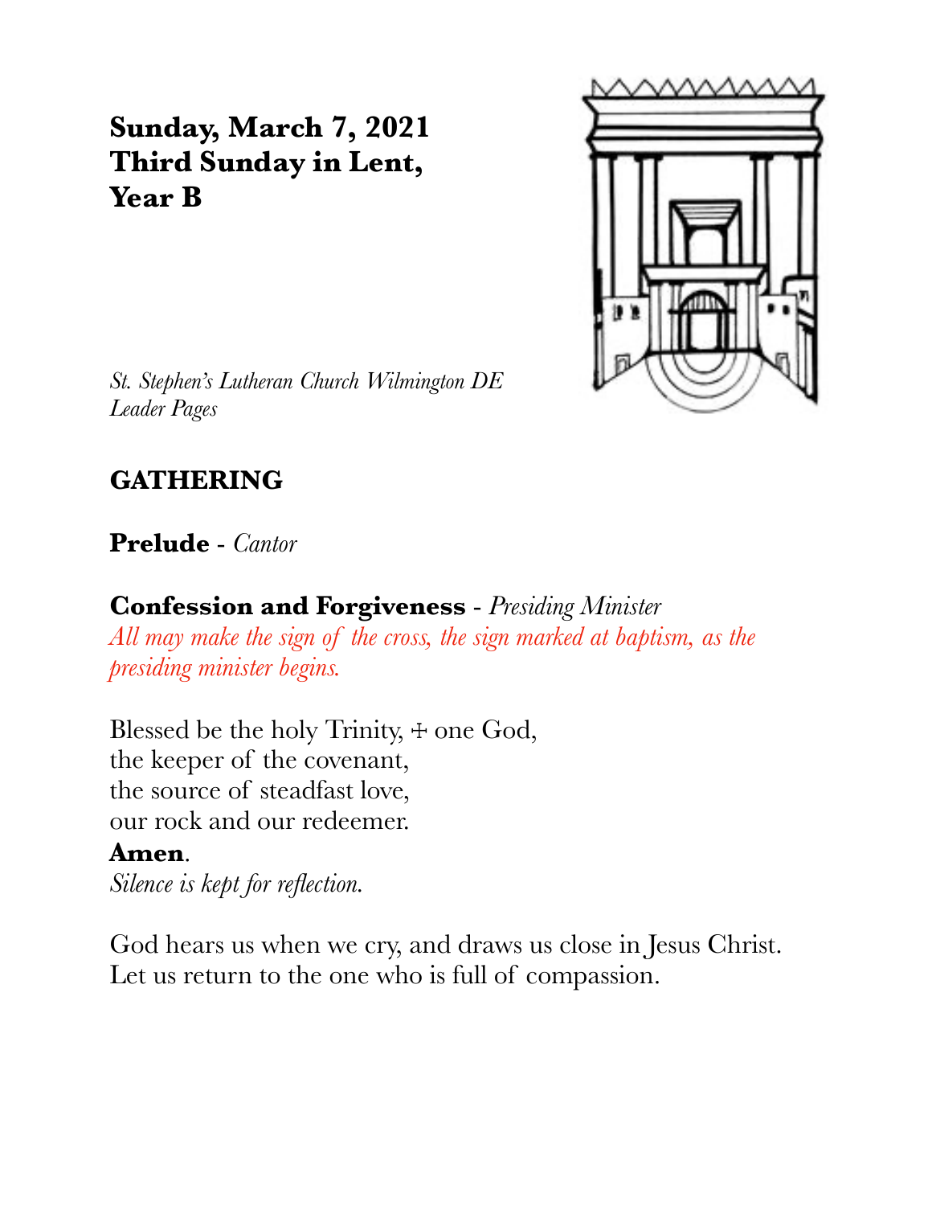# Sunday, March 7, 2021
# Third Sunday in Lent, Year B

*St. Stephen's Lutheran Church Wilmington DE*
*Leader Pages*

## GATHERING

**Prelude** - *Cantor*

**Confession and Forgiveness** - *Presiding Minister*
*All may make the sign of the cross, the sign marked at baptism, as the presiding minister begins.*

Blessed be the holy Trinity, ☩ one God,
the keeper of the covenant,
the source of steadfast love,
our rock and our redeemer.
**Amen**.
*Silence is kept for reflection.*

God hears us when we cry, and draws us close in Jesus Christ.
Let us return to the one who is full of compassion.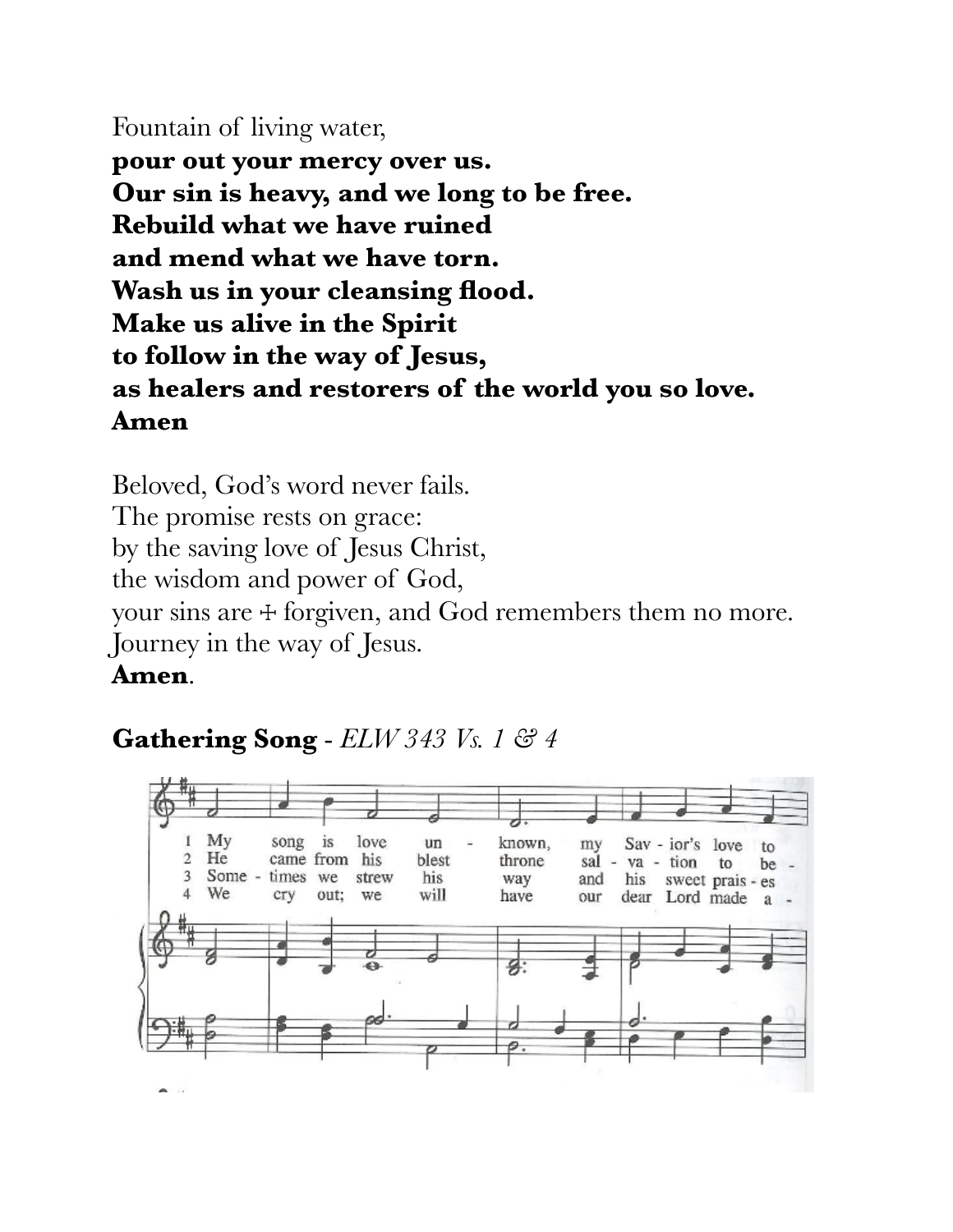Fountain of living water,
**pour out your mercy over us.**
**Our sin is heavy, and we long to be free.**
**Rebuild what we have ruined**
**and mend what we have torn.**
**Wash us in your cleansing flood.**
**Make us alive in the Spirit**
**to follow in the way of Jesus,**
**as healers and restorers of the world you so love.**
**Amen**

Beloved, God's word never fails.
The promise rests on grace:
by the saving love of Jesus Christ,
the wisdom and power of God,
your sins are ☩ forgiven, and God remembers them no more.
Journey in the way of Jesus.
**Amen**.

**Gathering Song** - *ELW 343 Vs. 1 & 4*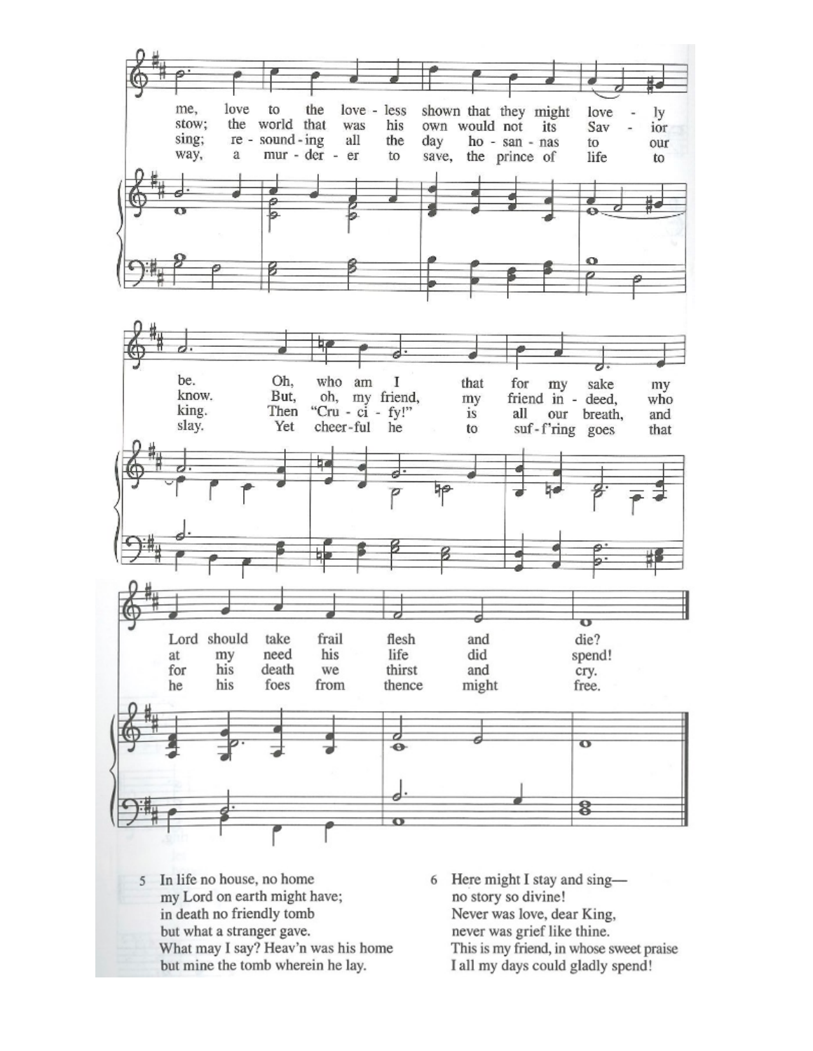me, love to the love - less shown that they might love - ly be. Oh, who am I that for my sake my Lord should take frail flesh and die?

stow; the world that was his own would not its Sav - ior know. But, oh, my friend, my friend in - deed, who at my need his life did spend!

sing; re - sound - ing all the day ho - san - nas to our king. Then "Cru - ci - fy!" is all our breath, and for his death we thirst and cry.

way, a mur - der - er to save, the prince of life to slay. Yet cheer - ful he to suf - f'ring goes that he his foes from thence might free.

5 In life no house, no home
my Lord on earth might have;
in death no friendly tomb
but what a stranger gave.
What may I say? Heav'n was his home
but mine the tomb wherein he lay.

6 Here might I stay and sing—
no story so divine!
Never was love, dear King,
never was grief like thine.
This is my friend, in whose sweet praise
I all my days could gladly spend!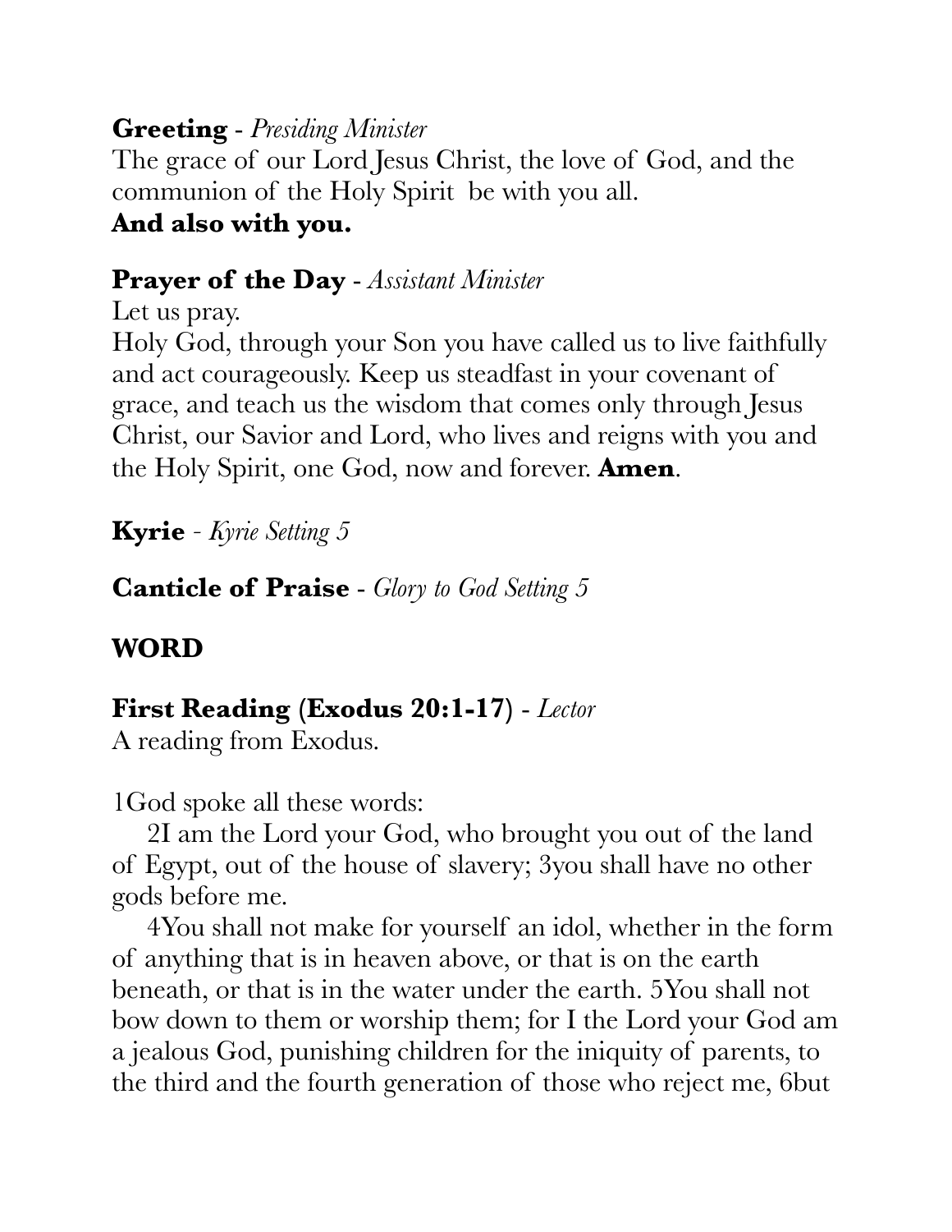**Greeting** - *Presiding Minister*
The grace of our Lord Jesus Christ, the love of God, and the communion of the Holy Spirit be with you all.
**And also with you.**

**Prayer of the Day** - *Assistant Minister*
Let us pray.
Holy God, through your Son you have called us to live faithfully and act courageously. Keep us steadfast in your covenant of grace, and teach us the wisdom that comes only through Jesus Christ, our Savior and Lord, who lives and reigns with you and the Holy Spirit, one God, now and forever. **Amen**.

**Kyrie** - *Kyrie Setting 5*

**Canticle of Praise** - *Glory to God Setting 5*

## WORD

**First Reading (Exodus 20:1-17)** - *Lector*
A reading from Exodus.

1God spoke all these words:

2I am the Lord your God, who brought you out of the land of Egypt, out of the house of slavery; 3you shall have no other gods before me.

4You shall not make for yourself an idol, whether in the form of anything that is in heaven above, or that is on the earth beneath, or that is in the water under the earth. 5You shall not bow down to them or worship them; for I the Lord your God am a jealous God, punishing children for the iniquity of parents, to the third and the fourth generation of those who reject me, 6but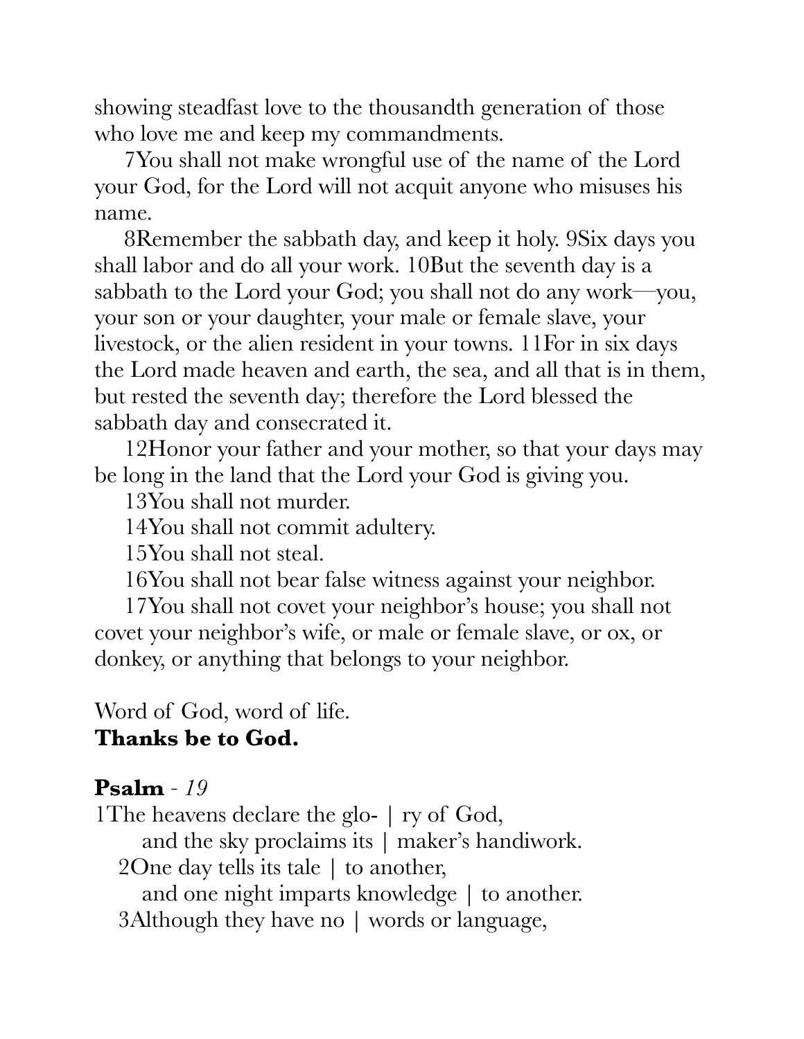showing steadfast love to the thousandth generation of those who love me and keep my commandments.

7You shall not make wrongful use of the name of the Lord your God, for the Lord will not acquit anyone who misuses his name.

8Remember the sabbath day, and keep it holy. 9Six days you shall labor and do all your work. 10But the seventh day is a sabbath to the Lord your God; you shall not do any work—you, your son or your daughter, your male or female slave, your livestock, or the alien resident in your towns. 11For in six days the Lord made heaven and earth, the sea, and all that is in them, but rested the seventh day; therefore the Lord blessed the sabbath day and consecrated it.

12Honor your father and your mother, so that your days may be long in the land that the Lord your God is giving you.

13You shall not murder.

14You shall not commit adultery.

15You shall not steal.

16You shall not bear false witness against your neighbor.

17You shall not covet your neighbor's house; you shall not covet your neighbor's wife, or male or female slave, or ox, or donkey, or anything that belongs to your neighbor.

Word of God, word of life.
**Thanks be to God.**

**Psalm** - *19*

1The heavens declare the glo- | ry of God,
and the sky proclaims its | maker's handiwork.
2One day tells its tale | to another,
and one night imparts knowledge | to another.
3Although they have no | words or language,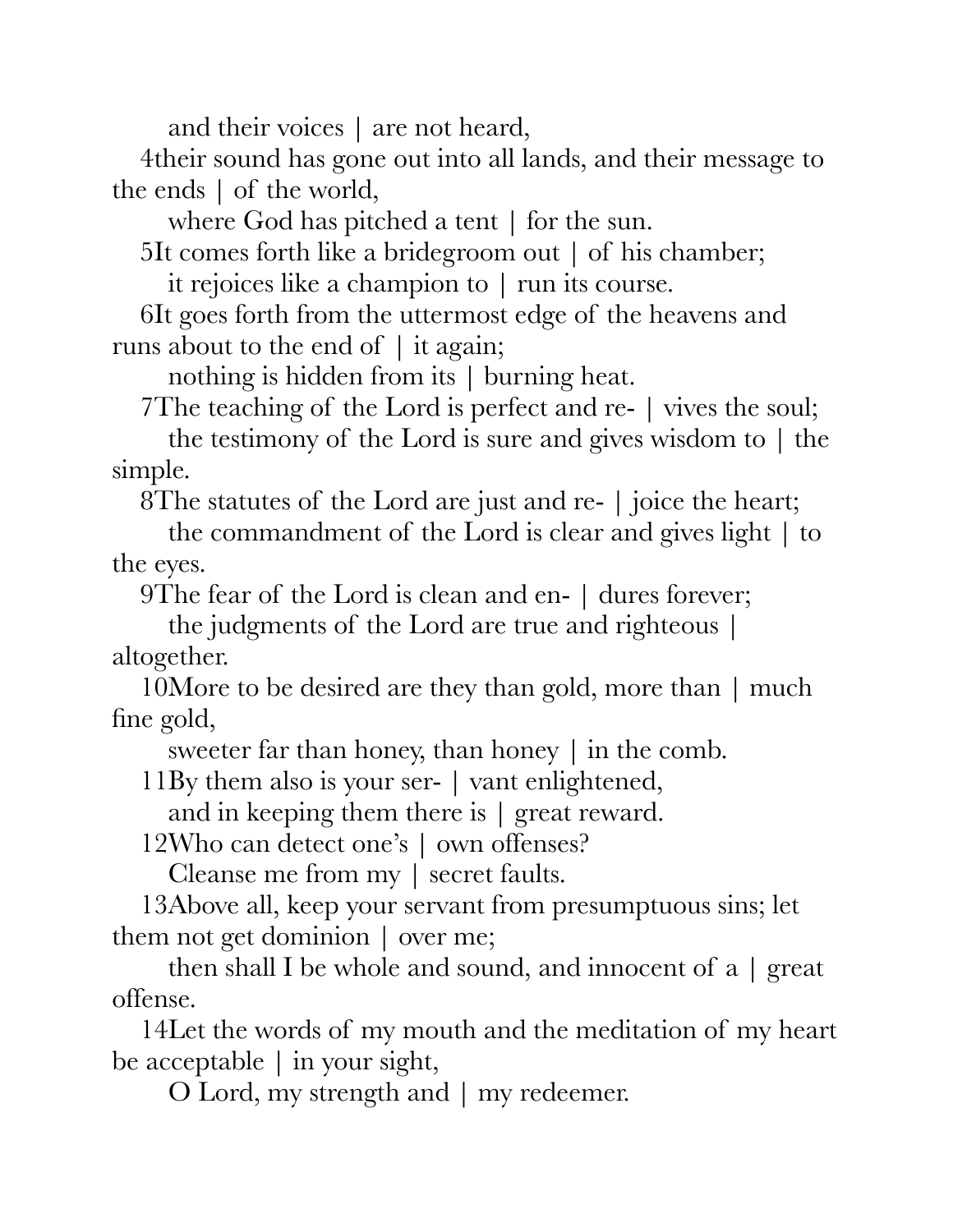and their voices | are not heard,

4their sound has gone out into all lands, and their message to the ends | of the world,

where God has pitched a tent | for the sun.

5It comes forth like a bridegroom out | of his chamber;

it rejoices like a champion to | run its course.

6It goes forth from the uttermost edge of the heavens and runs about to the end of | it again;

nothing is hidden from its | burning heat.

7The teaching of the Lord is perfect and re- | vives the soul;

the testimony of the Lord is sure and gives wisdom to | the simple.

8The statutes of the Lord are just and re- | joice the heart;

the commandment of the Lord is clear and gives light | to the eyes.

9The fear of the Lord is clean and en- | dures forever;

the judgments of the Lord are true and righteous | altogether.

10More to be desired are they than gold, more than | much fine gold,

sweeter far than honey, than honey | in the comb.

11By them also is your ser- | vant enlightened,

and in keeping them there is | great reward.

12Who can detect one's | own offenses?

Cleanse me from my | secret faults.

13Above all, keep your servant from presumptuous sins; let them not get dominion | over me;

then shall I be whole and sound, and innocent of a | great offense.

14Let the words of my mouth and the meditation of my heart be acceptable | in your sight,

O Lord, my strength and | my redeemer.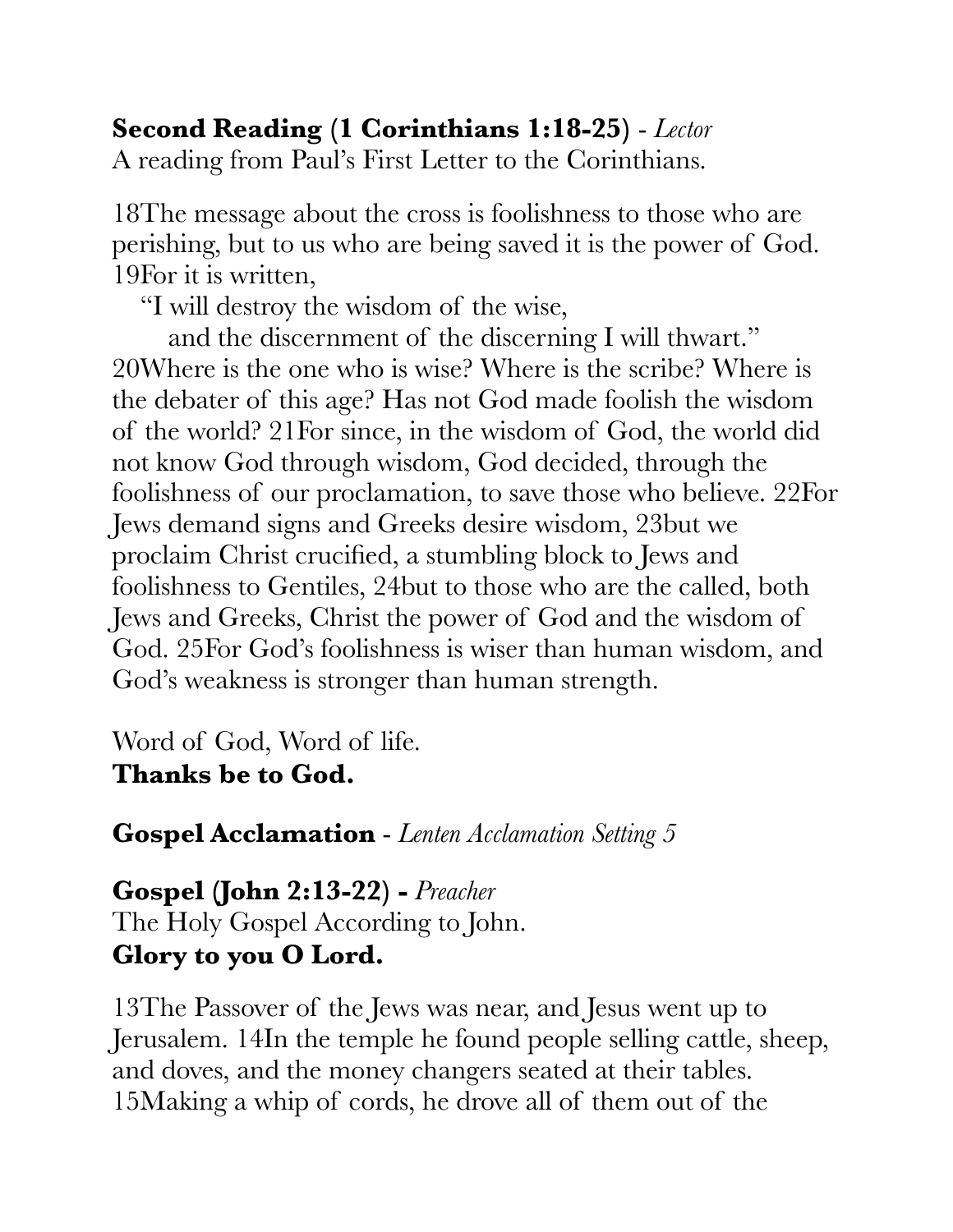**Second Reading (1 Corinthians 1:18-25)** - *Lector*
A reading from Paul's First Letter to the Corinthians.

18The message about the cross is foolishness to those who are perishing, but to us who are being saved it is the power of God. 19For it is written,

"I will destroy the wisdom of the wise,
and the discernment of the discerning I will thwart."

20Where is the one who is wise? Where is the scribe? Where is the debater of this age? Has not God made foolish the wisdom of the world? 21For since, in the wisdom of God, the world did not know God through wisdom, God decided, through the foolishness of our proclamation, to save those who believe. 22For Jews demand signs and Greeks desire wisdom, 23but we proclaim Christ crucified, a stumbling block to Jews and foolishness to Gentiles, 24but to those who are the called, both Jews and Greeks, Christ the power of God and the wisdom of God. 25For God's foolishness is wiser than human wisdom, and God's weakness is stronger than human strength.

Word of God, Word of life.
**Thanks be to God.**

**Gospel Acclamation** - *Lenten Acclamation Setting 5*

**Gospel (John 2:13-22) -** *Preacher*
The Holy Gospel According to John.
**Glory to you O Lord.**

13The Passover of the Jews was near, and Jesus went up to Jerusalem. 14In the temple he found people selling cattle, sheep, and doves, and the money changers seated at their tables. 15Making a whip of cords, he drove all of them out of the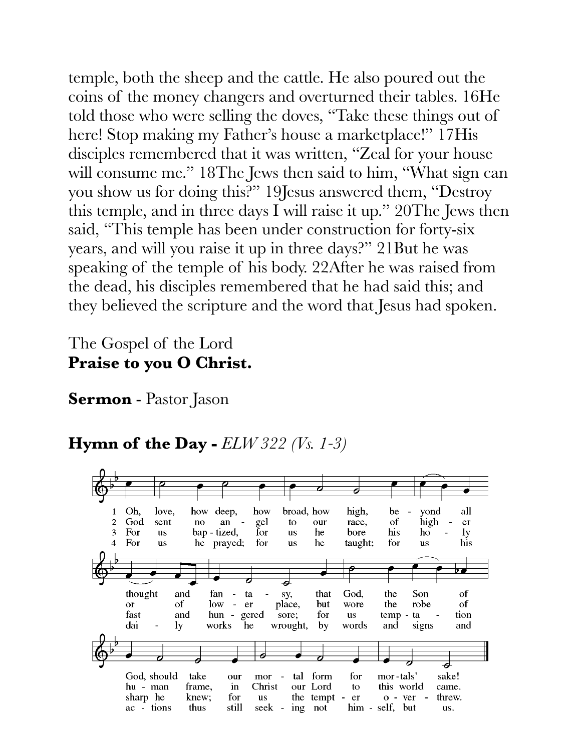temple, both the sheep and the cattle. He also poured out the coins of the money changers and overturned their tables. 16He told those who were selling the doves, "Take these things out of here! Stop making my Father's house a marketplace!" 17His disciples remembered that it was written, "Zeal for your house will consume me." 18The Jews then said to him, "What sign can you show us for doing this?" 19Jesus answered them, "Destroy this temple, and in three days I will raise it up." 20The Jews then said, "This temple has been under construction for forty-six years, and will you raise it up in three days?" 21But he was speaking of the temple of his body. 22After he was raised from the dead, his disciples remembered that he had said this; and they believed the scripture and the word that Jesus had spoken.

The Gospel of the Lord
**Praise to you O Christ.**

**Sermon** - Pastor Jason

**Hymn of the Day** - *ELW 322 (Vs. 1-3)*

1 Oh, love, how deep, how broad, how high, beyond all thought and fantasy, that God, the Son of God, should take our mortal form for mortals' sake!

2 God sent no angel to our race, of higher or of lower place, but wore the robe of human frame, in Christ our Lord to this world came.

3 For us baptized, for us he bore his holy fast and hungered sore; for us temptation sharp he knew; for us the tempter overthrew.

4 For us he prayed; for us he taught; for us his daily works he wrought, by words and signs and actions thus still seeking not himself, but us.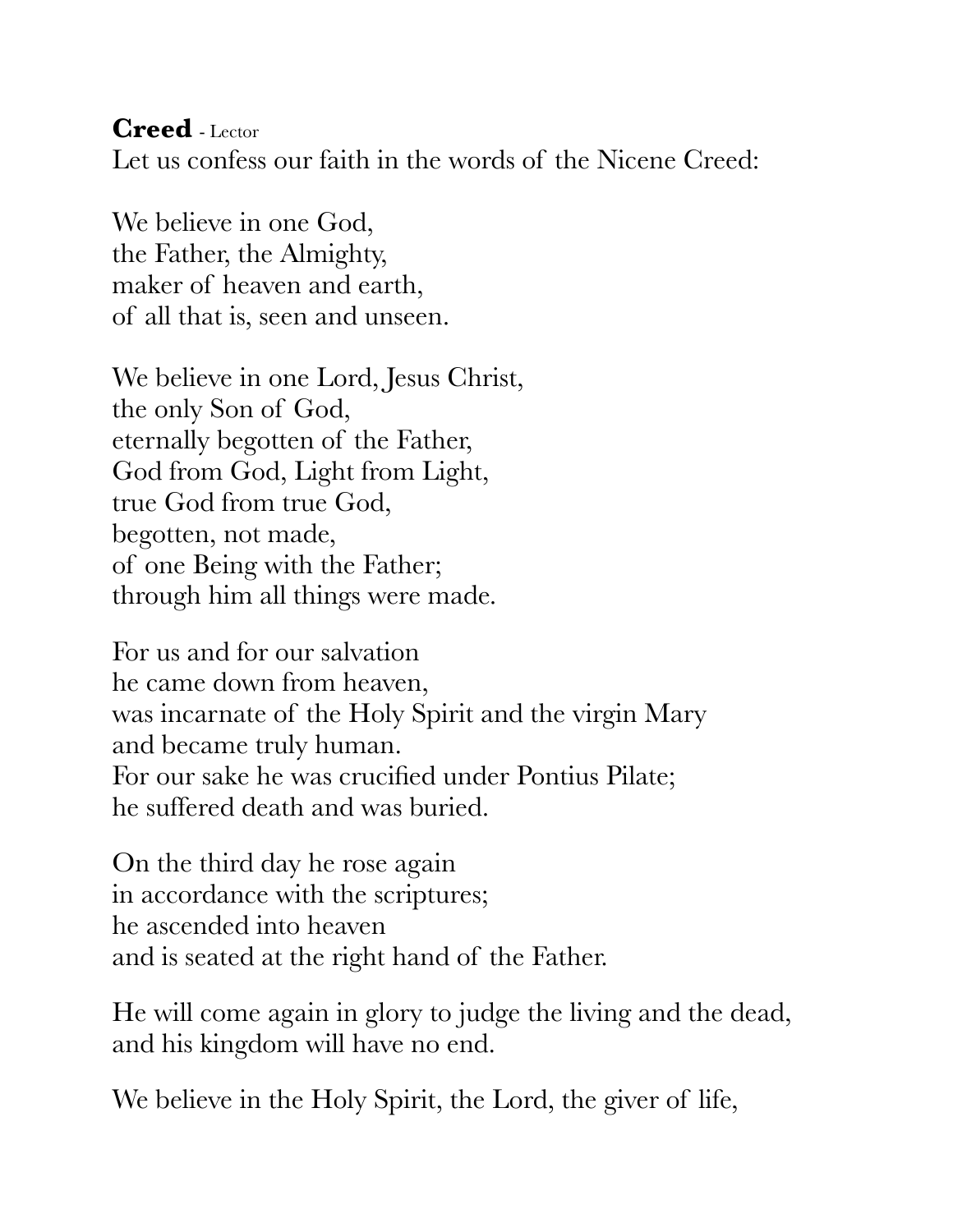**Creed** - Lector

Let us confess our faith in the words of the Nicene Creed:

We believe in one God,
the Father, the Almighty,
maker of heaven and earth,
of all that is, seen and unseen.

We believe in one Lord, Jesus Christ,
the only Son of God,
eternally begotten of the Father,
God from God, Light from Light,
true God from true God,
begotten, not made,
of one Being with the Father;
through him all things were made.

For us and for our salvation
he came down from heaven,
was incarnate of the Holy Spirit and the virgin Mary
and became truly human.
For our sake he was crucified under Pontius Pilate;
he suffered death and was buried.

On the third day he rose again
in accordance with the scriptures;
he ascended into heaven
and is seated at the right hand of the Father.

He will come again in glory to judge the living and the dead,
and his kingdom will have no end.

We believe in the Holy Spirit, the Lord, the giver of life,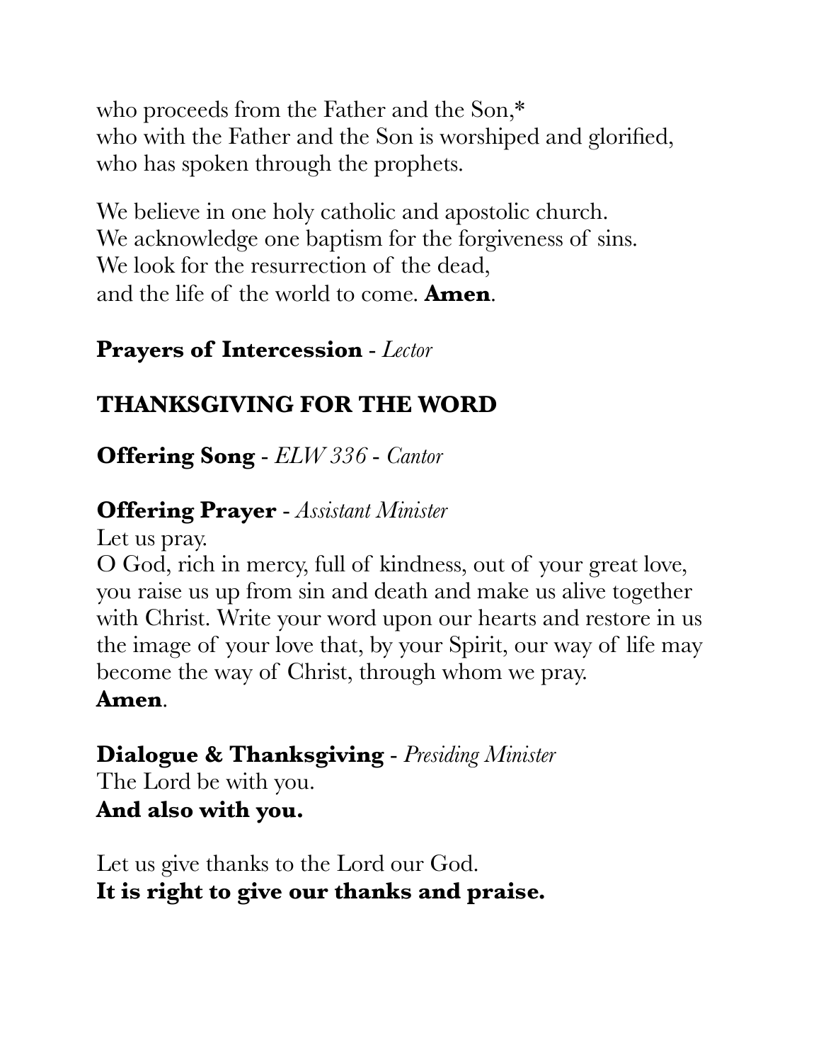who proceeds from the Father and the Son,*
who with the Father and the Son is worshiped and glorified,
who has spoken through the prophets.

We believe in one holy catholic and apostolic church.
We acknowledge one baptism for the forgiveness of sins.
We look for the resurrection of the dead,
and the life of the world to come. **Amen**.

**Prayers of Intercession** - *Lector*

## THANKSGIVING FOR THE WORD

**Offering Song** - *ELW 336* - *Cantor*

**Offering Prayer** - *Assistant Minister*
Let us pray.
O God, rich in mercy, full of kindness, out of your great love, you raise us up from sin and death and make us alive together with Christ. Write your word upon our hearts and restore in us the image of your love that, by your Spirit, our way of life may become the way of Christ, through whom we pray.
**Amen**.

**Dialogue & Thanksgiving** - *Presiding Minister*
The Lord be with you.
**And also with you.**

Let us give thanks to the Lord our God.
**It is right to give our thanks and praise.**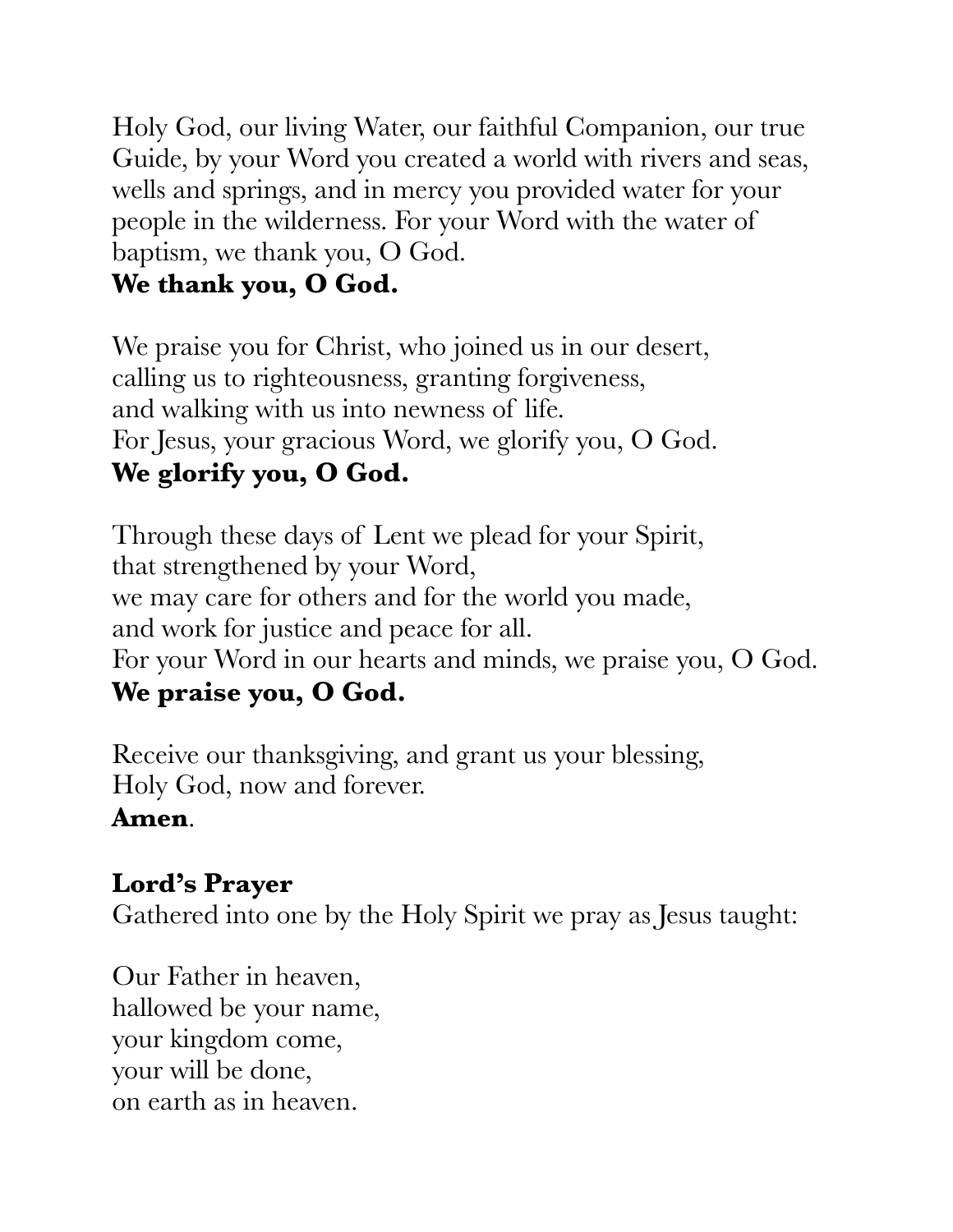Holy God, our living Water, our faithful Companion, our true Guide, by your Word you created a world with rivers and seas, wells and springs, and in mercy you provided water for your people in the wilderness. For your Word with the water of baptism, we thank you, O God.
**We thank you, O God.**

We praise you for Christ, who joined us in our desert,
calling us to righteousness, granting forgiveness,
and walking with us into newness of life.
For Jesus, your gracious Word, we glorify you, O God.
**We glorify you, O God.**

Through these days of Lent we plead for your Spirit,
that strengthened by your Word,
we may care for others and for the world you made,
and work for justice and peace for all.
For your Word in our hearts and minds, we praise you, O God.
**We praise you, O God.**

Receive our thanksgiving, and grant us your blessing,
Holy God, now and forever.
**Amen**.

**Lord's Prayer**
Gathered into one by the Holy Spirit we pray as Jesus taught:

Our Father in heaven,
hallowed be your name,
your kingdom come,
your will be done,
on earth as in heaven.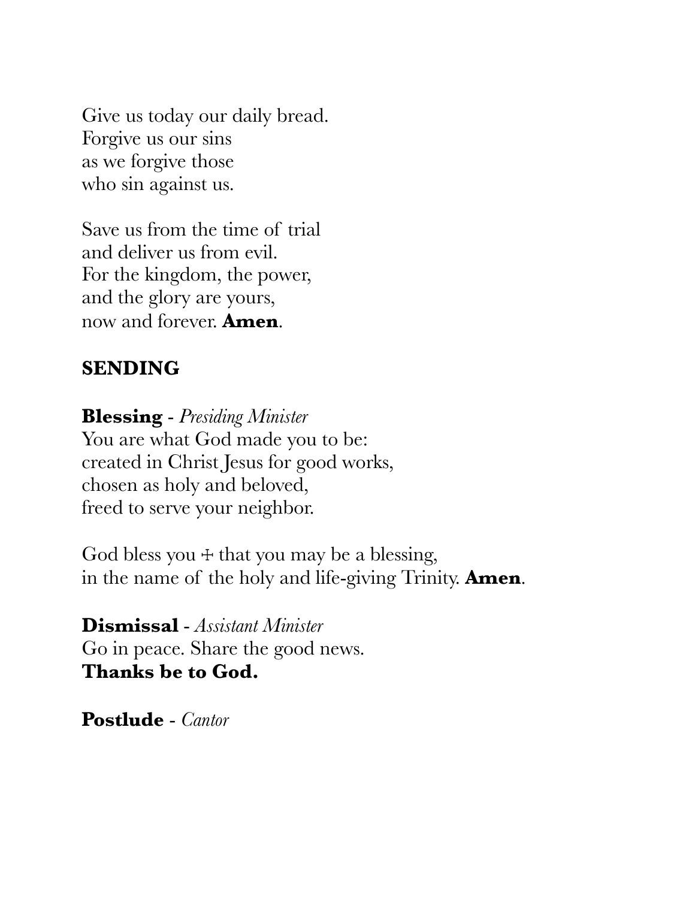Give us today our daily bread.  
Forgive us our sins  
as we forgive those  
who sin against us.

Save us from the time of trial  
and deliver us from evil.  
For the kingdom, the power,  
and the glory are yours,  
now and forever. **Amen**.

## SENDING

**Blessing** - *Presiding Minister*  
You are what God made you to be:  
created in Christ Jesus for good works,  
chosen as holy and beloved,  
freed to serve your neighbor.

God bless you ☩ that you may be a blessing,  
in the name of the holy and life-giving Trinity. **Amen**.

**Dismissal** - *Assistant Minister*  
Go in peace. Share the good news.  
**Thanks be to God.**

**Postlude** - *Cantor*